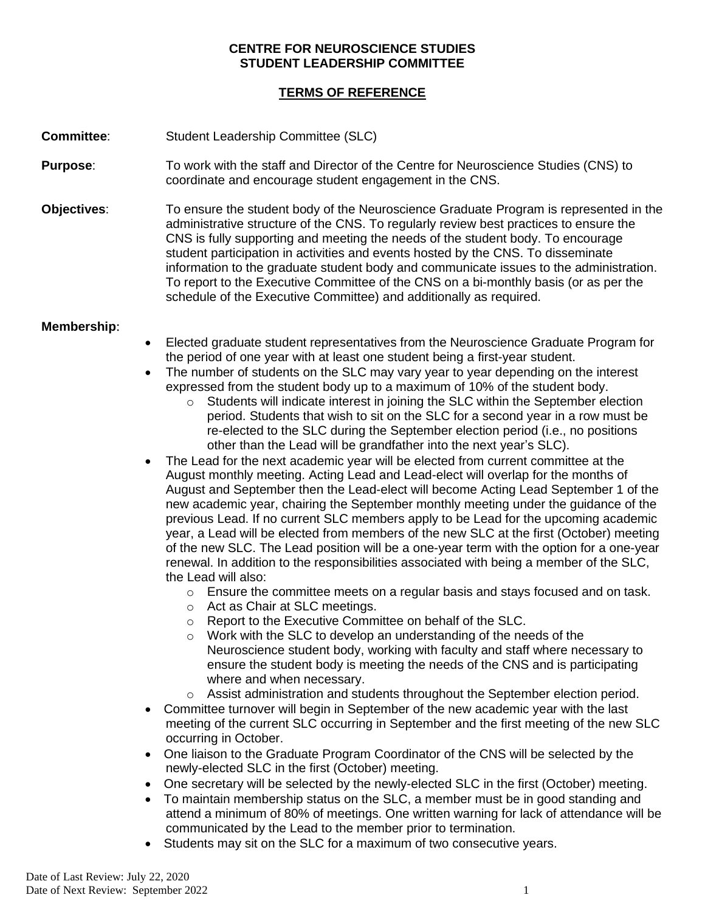**CENTRE FOR NEUROSCIENCE STUDIES**
**STUDENT LEADERSHIP COMMITTEE**

**TERMS OF REFERENCE**

**Committee**: Student Leadership Committee (SLC)

**Purpose**: To work with the staff and Director of the Centre for Neuroscience Studies (CNS) to coordinate and encourage student engagement in the CNS.

**Objectives**: To ensure the student body of the Neuroscience Graduate Program is represented in the administrative structure of the CNS. To regularly review best practices to ensure the CNS is fully supporting and meeting the needs of the student body. To encourage student participation in activities and events hosted by the CNS. To disseminate information to the graduate student body and communicate issues to the administration. To report to the Executive Committee of the CNS on a bi-monthly basis (or as per the schedule of the Executive Committee) and additionally as required.

**Membership**:

- Elected graduate student representatives from the Neuroscience Graduate Program for the period of one year with at least one student being a first-year student.
- The number of students on the SLC may vary year to year depending on the interest expressed from the student body up to a maximum of 10% of the student body.
  - Students will indicate interest in joining the SLC within the September election period. Students that wish to sit on the SLC for a second year in a row must be re-elected to the SLC during the September election period (i.e., no positions other than the Lead will be grandfather into the next year's SLC).
- The Lead for the next academic year will be elected from current committee at the August monthly meeting. Acting Lead and Lead-elect will overlap for the months of August and September then the Lead-elect will become Acting Lead September 1 of the new academic year, chairing the September monthly meeting under the guidance of the previous Lead. If no current SLC members apply to be Lead for the upcoming academic year, a Lead will be elected from members of the new SLC at the first (October) meeting of the new SLC. The Lead position will be a one-year term with the option for a one-year renewal. In addition to the responsibilities associated with being a member of the SLC, the Lead will also:
  - Ensure the committee meets on a regular basis and stays focused and on task.
  - Act as Chair at SLC meetings.
  - Report to the Executive Committee on behalf of the SLC.
  - Work with the SLC to develop an understanding of the needs of the Neuroscience student body, working with faculty and staff where necessary to ensure the student body is meeting the needs of the CNS and is participating where and when necessary.
  - Assist administration and students throughout the September election period.
- Committee turnover will begin in September of the new academic year with the last meeting of the current SLC occurring in September and the first meeting of the new SLC occurring in October.
- One liaison to the Graduate Program Coordinator of the CNS will be selected by the newly-elected SLC in the first (October) meeting.
- One secretary will be selected by the newly-elected SLC in the first (October) meeting.
- To maintain membership status on the SLC, a member must be in good standing and attend a minimum of 80% of meetings. One written warning for lack of attendance will be communicated by the Lead to the member prior to termination.
- Students may sit on the SLC for a maximum of two consecutive years.

Date of Last Review: July 22, 2020
Date of Next Review: September 2022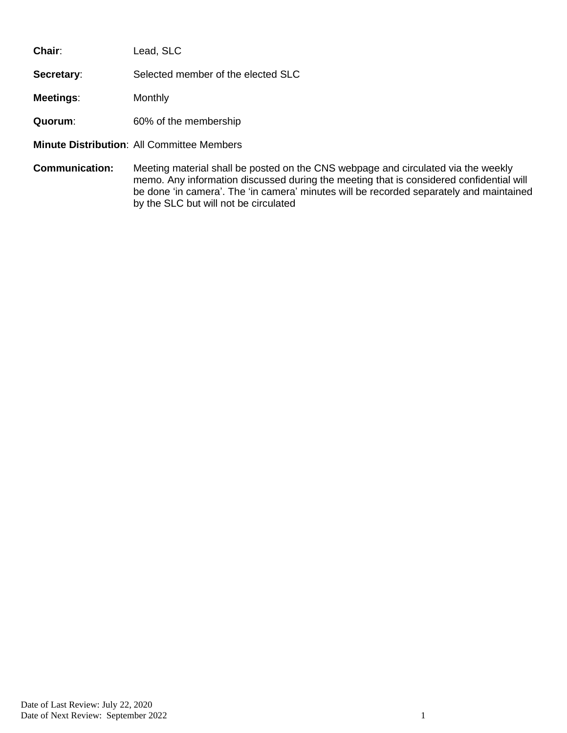**Chair**: Lead, SLC

**Secretary**: Selected member of the elected SLC

**Meetings**: Monthly

**Quorum**: 60% of the membership

**Minute Distribution**: All Committee Members

**Communication:** Meeting material shall be posted on the CNS webpage and circulated via the weekly memo. Any information discussed during the meeting that is considered confidential will be done 'in camera'. The 'in camera' minutes will be recorded separately and maintained by the SLC but will not be circulated

Date of Last Review: July 22, 2020
Date of Next Review: September 2022